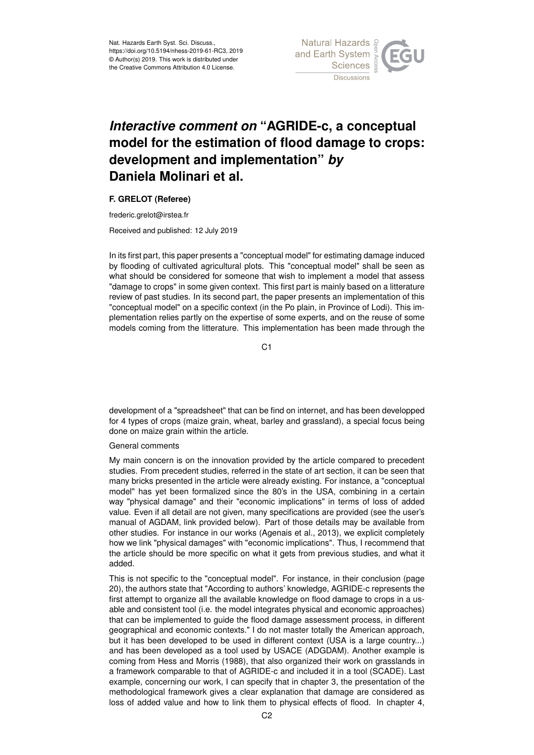# *Interactive comment on* "AGRIDE-c, a conceptual model for the estimation of flood damage to crops: development and implementation" *by* Daniela Molinari et al.

**F. GRELOT (Referee)**

frederic.grelot@irstea.fr

Received and published: 12 July 2019

In its first part, this paper presents a "conceptual model" for estimating damage induced by flooding of cultivated agricultural plots. This "conceptual model" shall be seen as what should be considered for someone that wish to implement a model that assess "damage to crops" in some given context. This first part is mainly based on a litterature review of past studies. In its second part, the paper presents an implementation of this "conceptual model" on a specific context (in the Po plain, in Province of Lodi). This implementation relies partly on the expertise of some experts, and on the reuse of some models coming from the litterature. This implementation has been made through the development of a "spreadsheet" that can be find on internet, and has been developped for 4 types of crops (maize grain, wheat, barley and grassland), a special focus being done on maize grain within the article.

General comments

My main concern is on the innovation provided by the article compared to precedent studies. From precedent studies, referred in the state of art section, it can be seen that many bricks presented in the article were already existing. For instance, a "conceptual model" has yet been formalized since the 80's in the USA, combining in a certain way "physical damage" and their "economic implications" in terms of loss of added value. Even if all detail are not given, many specifications are provided (see the user's manual of AGDAM, link provided below). Part of those details may be available from other studies. For instance in our works (Agenais et al., 2013), we explicit completely how we link "physical damages" with "economic implications". Thus, I recommend that the article should be more specific on what it gets from previous studies, and what it added.

This is not specific to the "conceptual model". For instance, in their conclusion (page 20), the authors state that "According to authors' knowledge, AGRIDE-c represents the first attempt to organize all the available knowledge on flood damage to crops in a usable and consistent tool (i.e. the model integrates physical and economic approaches) that can be implemented to guide the flood damage assessment process, in different geographical and economic contexts." I do not master totally the American approach, but it has been developed to be used in different context (USA is a large country...) and has been developed as a tool used by USACE (ADGDAM). Another example is coming from Hess and Morris (1988), that also organized their work on grasslands in a framework comparable to that of AGRIDE-c and included it in a tool (SCADE). Last example, concerning our work, I can specify that in chapter 3, the presentation of the methodological framework gives a clear explanation that damage are considered as loss of added value and how to link them to physical effects of flood. In chapter 4,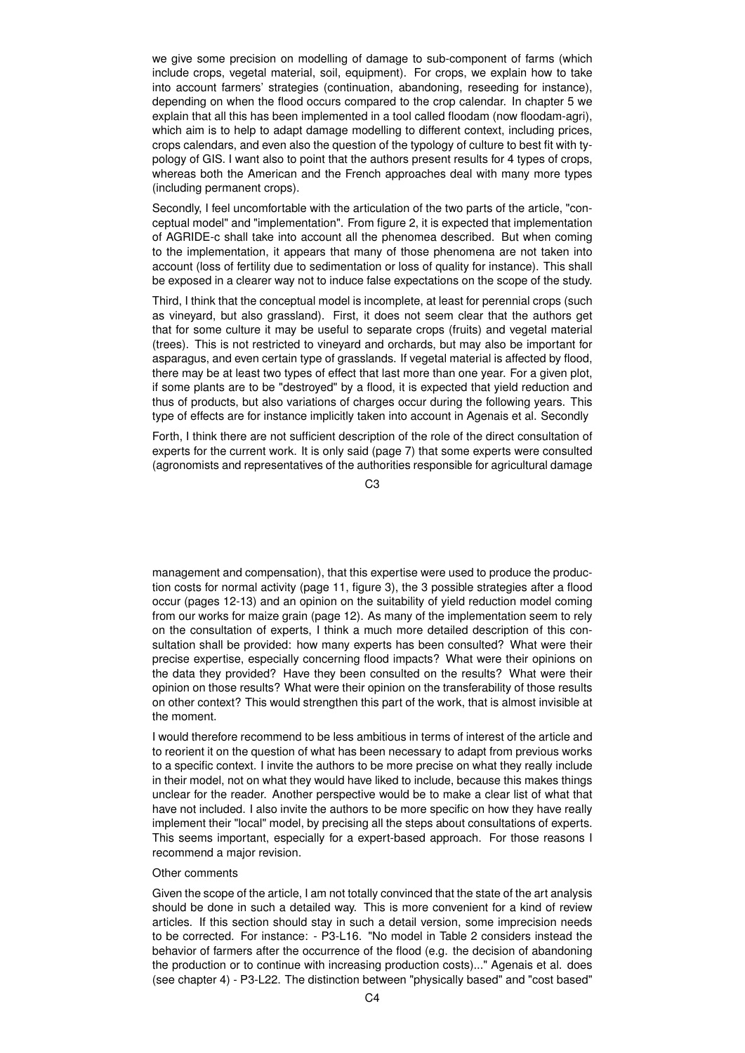we give some precision on modelling of damage to sub-component of farms (which include crops, vegetal material, soil, equipment). For crops, we explain how to take into account farmers' strategies (continuation, abandoning, reseeding for instance), depending on when the flood occurs compared to the crop calendar. In chapter 5 we explain that all this has been implemented in a tool called floodam (now floodam-agri), which aim is to help to adapt damage modelling to different context, including prices, crops calendars, and even also the question of the typology of culture to best fit with typology of GIS. I want also to point that the authors present results for 4 types of crops, whereas both the American and the French approaches deal with many more types (including permanent crops).

Secondly, I feel uncomfortable with the articulation of the two parts of the article, "conceptual model" and "implementation". From figure 2, it is expected that implementation of AGRIDE-c shall take into account all the phenomea described. But when coming to the implementation, it appears that many of those phenomena are not taken into account (loss of fertility due to sedimentation or loss of quality for instance). This shall be exposed in a clearer way not to induce false expectations on the scope of the study.

Third, I think that the conceptual model is incomplete, at least for perennial crops (such as vineyard, but also grassland). First, it does not seem clear that the authors get that for some culture it may be useful to separate crops (fruits) and vegetal material (trees). This is not restricted to vineyard and orchards, but may also be important for asparagus, and even certain type of grasslands. If vegetal material is affected by flood, there may be at least two types of effect that last more than one year. For a given plot, if some plants are to be "destroyed" by a flood, it is expected that yield reduction and thus of products, but also variations of charges occur during the following years. This type of effects are for instance implicitly taken into account in Agenais et al. Secondly

Forth, I think there are not sufficient description of the role of the direct consultation of experts for the current work. It is only said (page 7) that some experts were consulted (agronomists and representatives of the authorities responsible for agricultural damage management and compensation), that this expertise were used to produce the production costs for normal activity (page 11, figure 3), the 3 possible strategies after a flood occur (pages 12-13) and an opinion on the suitability of yield reduction model coming from our works for maize grain (page 12). As many of the implementation seem to rely on the consultation of experts, I think a much more detailed description of this consultation shall be provided: how many experts has been consulted? What were their precise expertise, especially concerning flood impacts? What were their opinions on the data they provided? Have they been consulted on the results? What were their opinion on those results? What were their opinion on the transferability of those results on other context? This would strengthen this part of the work, that is almost invisible at the moment.

I would therefore recommend to be less ambitious in terms of interest of the article and to reorient it on the question of what has been necessary to adapt from previous works to a specific context. I invite the authors to be more precise on what they really include in their model, not on what they would have liked to include, because this makes things unclear for the reader. Another perspective would be to make a clear list of what that have not included. I also invite the authors to be more specific on how they have really implement their "local" model, by precising all the steps about consultations of experts. This seems important, especially for a expert-based approach. For those reasons I recommend a major revision.

Other comments

Given the scope of the article, I am not totally convinced that the state of the art analysis should be done in such a detailed way. This is more convenient for a kind of review articles. If this section should stay in such a detail version, some imprecision needs to be corrected. For instance: - P3-L16. "No model in Table 2 considers instead the behavior of farmers after the occurrence of the flood (e.g. the decision of abandoning the production or to continue with increasing production costs)..." Agenais et al. does (see chapter 4) - P3-L22. The distinction between "physically based" and "cost based"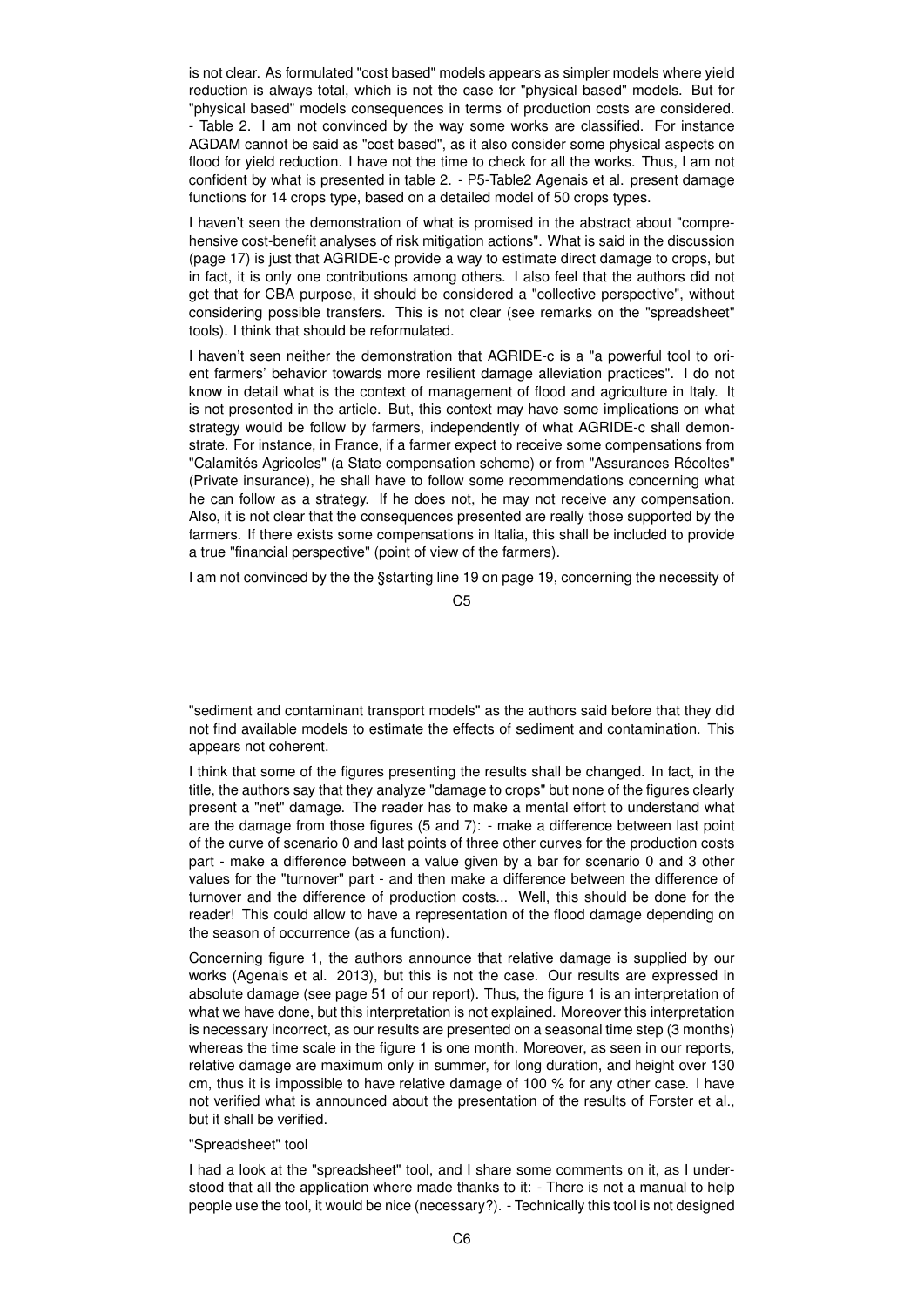is not clear. As formulated "cost based" models appears as simpler models where yield reduction is always total, which is not the case for "physical based" models. But for "physical based" models consequences in terms of production costs are considered. - Table 2. I am not convinced by the way some works are classified. For instance AGDAM cannot be said as "cost based", as it also consider some physical aspects on flood for yield reduction. I have not the time to check for all the works. Thus, I am not confident by what is presented in table 2. - P5-Table2 Agenais et al. present damage functions for 14 crops type, based on a detailed model of 50 crops types.

I haven't seen the demonstration of what is promised in the abstract about "comprehensive cost-benefit analyses of risk mitigation actions". What is said in the discussion (page 17) is just that AGRIDE-c provide a way to estimate direct damage to crops, but in fact, it is only one contributions among others. I also feel that the authors did not get that for CBA purpose, it should be considered a "collective perspective", without considering possible transfers. This is not clear (see remarks on the "spreadsheet" tools). I think that should be reformulated.

I haven't seen neither the demonstration that AGRIDE-c is a "a powerful tool to orient farmers' behavior towards more resilient damage alleviation practices". I do not know in detail what is the context of management of flood and agriculture in Italy. It is not presented in the article. But, this context may have some implications on what strategy would be follow by farmers, independently of what AGRIDE-c shall demonstrate. For instance, in France, if a farmer expect to receive some compensations from "Calamités Agricoles" (a State compensation scheme) or from "Assurances Récoltes" (Private insurance), he shall have to follow some recommendations concerning what he can follow as a strategy. If he does not, he may not receive any compensation. Also, it is not clear that the consequences presented are really those supported by the farmers. If there exists some compensations in Italia, this shall be included to provide a true "financial perspective" (point of view of the farmers).

I am not convinced by the the §starting line 19 on page 19, concerning the necessity of "sediment and contaminant transport models" as the authors said before that they did not find available models to estimate the effects of sediment and contamination. This appears not coherent.

I think that some of the figures presenting the results shall be changed. In fact, in the title, the authors say that they analyze "damage to crops" but none of the figures clearly present a "net" damage. The reader has to make a mental effort to understand what are the damage from those figures (5 and 7): - make a difference between last point of the curve of scenario 0 and last points of three other curves for the production costs part - make a difference between a value given by a bar for scenario 0 and 3 other values for the "turnover" part - and then make a difference between the difference of turnover and the difference of production costs... Well, this should be done for the reader! This could allow to have a representation of the flood damage depending on the season of occurrence (as a function).

Concerning figure 1, the authors announce that relative damage is supplied by our works (Agenais et al. 2013), but this is not the case. Our results are expressed in absolute damage (see page 51 of our report). Thus, the figure 1 is an interpretation of what we have done, but this interpretation is not explained. Moreover this interpretation is necessary incorrect, as our results are presented on a seasonal time step (3 months) whereas the time scale in the figure 1 is one month. Moreover, as seen in our reports, relative damage are maximum only in summer, for long duration, and height over 130 cm, thus it is impossible to have relative damage of 100 % for any other case. I have not verified what is announced about the presentation of the results of Forster et al., but it shall be verified.

"Spreadsheet" tool

I had a look at the "spreadsheet" tool, and I share some comments on it, as I understood that all the application where made thanks to it: - There is not a manual to help people use the tool, it would be nice (necessary?). - Technically this tool is not designed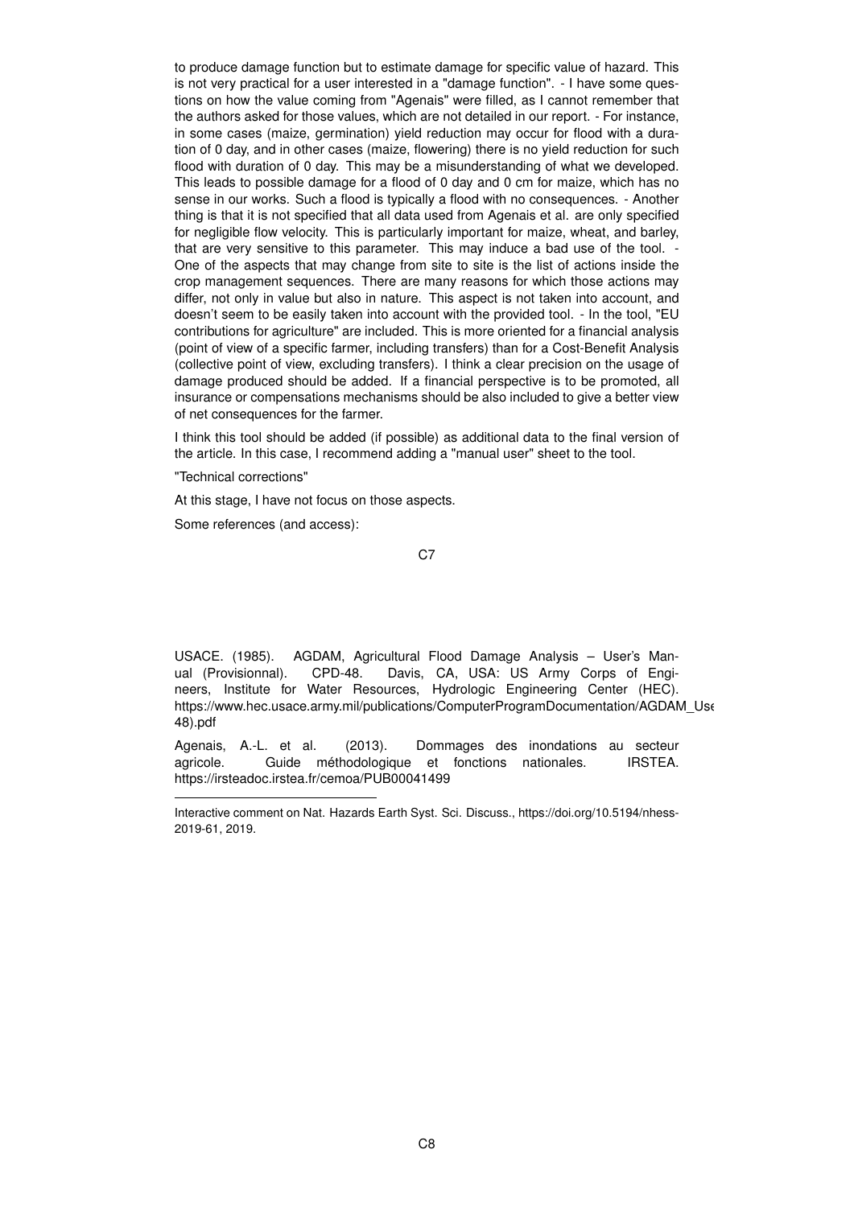to produce damage function but to estimate damage for specific value of hazard. This is not very practical for a user interested in a "damage function". - I have some questions on how the value coming from "Agenais" were filled, as I cannot remember that the authors asked for those values, which are not detailed in our report. - For instance, in some cases (maize, germination) yield reduction may occur for flood with a duration of 0 day, and in other cases (maize, flowering) there is no yield reduction for such flood with duration of 0 day. This may be a misunderstanding of what we developed. This leads to possible damage for a flood of 0 day and 0 cm for maize, which has no sense in our works. Such a flood is typically a flood with no consequences. - Another thing is that it is not specified that all data used from Agenais et al. are only specified for negligible flow velocity. This is particularly important for maize, wheat, and barley, that are very sensitive to this parameter. This may induce a bad use of the tool. - One of the aspects that may change from site to site is the list of actions inside the crop management sequences. There are many reasons for which those actions may differ, not only in value but also in nature. This aspect is not taken into account, and doesn't seem to be easily taken into account with the provided tool. - In the tool, "EU contributions for agriculture" are included. This is more oriented for a financial analysis (point of view of a specific farmer, including transfers) than for a Cost-Benefit Analysis (collective point of view, excluding transfers). I think a clear precision on the usage of damage produced should be added. If a financial perspective is to be promoted, all insurance or compensations mechanisms should be also included to give a better view of net consequences for the farmer.

I think this tool should be added (if possible) as additional data to the final version of the article. In this case, I recommend adding a "manual user" sheet to the tool.

"Technical corrections"

At this stage, I have not focus on those aspects.

Some references (and access):

USACE. (1985). AGDAM, Agricultural Flood Damage Analysis – User's Manual (Provisionnal). CPD-48. Davis, CA, USA: US Army Corps of Engineers, Institute for Water Resources, Hydrologic Engineering Center (HEC). https://www.hec.usace.army.mil/publications/ComputerProgramDocumentation/AGDAM_Use 48).pdf

Agenais, A.-L. et al. (2013). Dommages des inondations au secteur agricole. Guide méthodologique et fonctions nationales. IRSTEA. https://irsteadoc.irstea.fr/cemoa/PUB00041499

---

Interactive comment on Nat. Hazards Earth Syst. Sci. Discuss., https://doi.org/10.5194/nhess-2019-61, 2019.